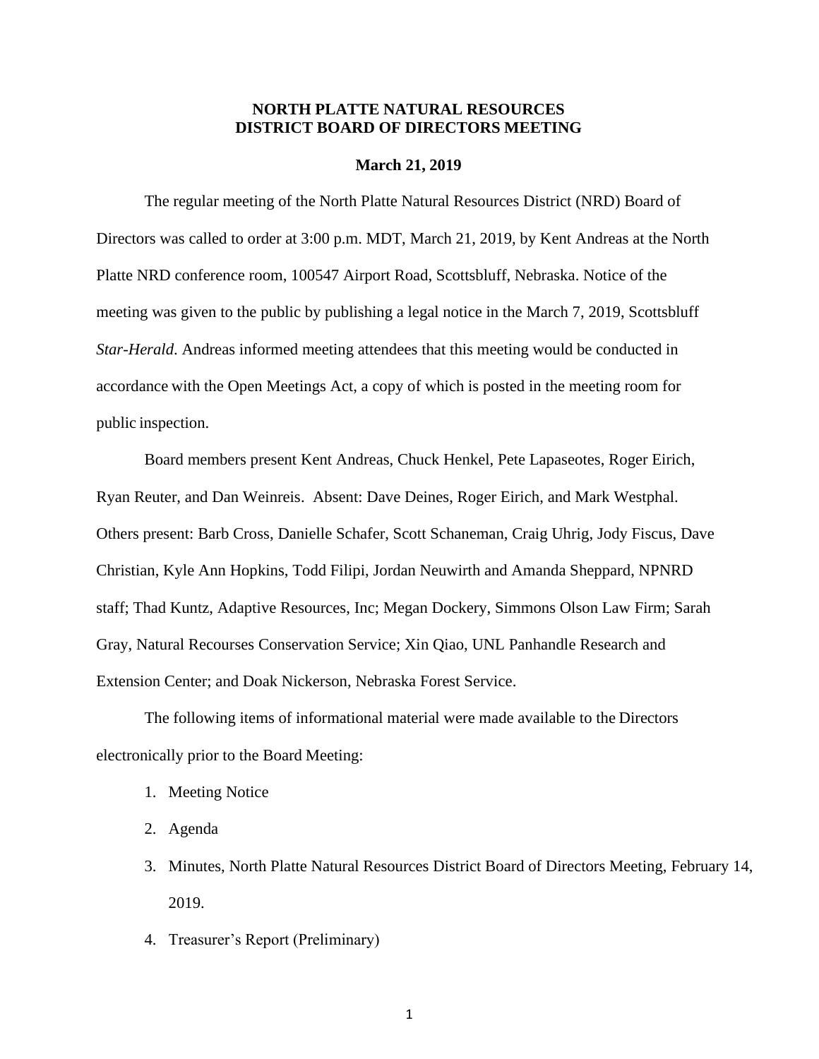# NORTH PLATTE NATURAL RESOURCES DISTRICT BOARD OF DIRECTORS MEETING

**March 21, 2019**

The regular meeting of the North Platte Natural Resources District (NRD) Board of Directors was called to order at 3:00 p.m. MDT, March 21, 2019, by Kent Andreas at the North Platte NRD conference room, 100547 Airport Road, Scottsbluff, Nebraska. Notice of the meeting was given to the public by publishing a legal notice in the March 7, 2019, Scottsbluff *Star-Herald*. Andreas informed meeting attendees that this meeting would be conducted in accordance with the Open Meetings Act, a copy of which is posted in the meeting room for public inspection.

Board members present Kent Andreas, Chuck Henkel, Pete Lapaseotes, Roger Eirich, Ryan Reuter, and Dan Weinreis. Absent: Dave Deines, Roger Eirich, and Mark Westphal. Others present: Barb Cross, Danielle Schafer, Scott Schaneman, Craig Uhrig, Jody Fiscus, Dave Christian, Kyle Ann Hopkins, Todd Filipi, Jordan Neuwirth and Amanda Sheppard, NPNRD staff; Thad Kuntz, Adaptive Resources, Inc; Megan Dockery, Simmons Olson Law Firm; Sarah Gray, Natural Recourses Conservation Service; Xin Qiao, UNL Panhandle Research and Extension Center; and Doak Nickerson, Nebraska Forest Service.

The following items of informational material were made available to the Directors electronically prior to the Board Meeting:

1. Meeting Notice
2. Agenda
3. Minutes, North Platte Natural Resources District Board of Directors Meeting, February 14, 2019.
4. Treasurer's Report (Preliminary)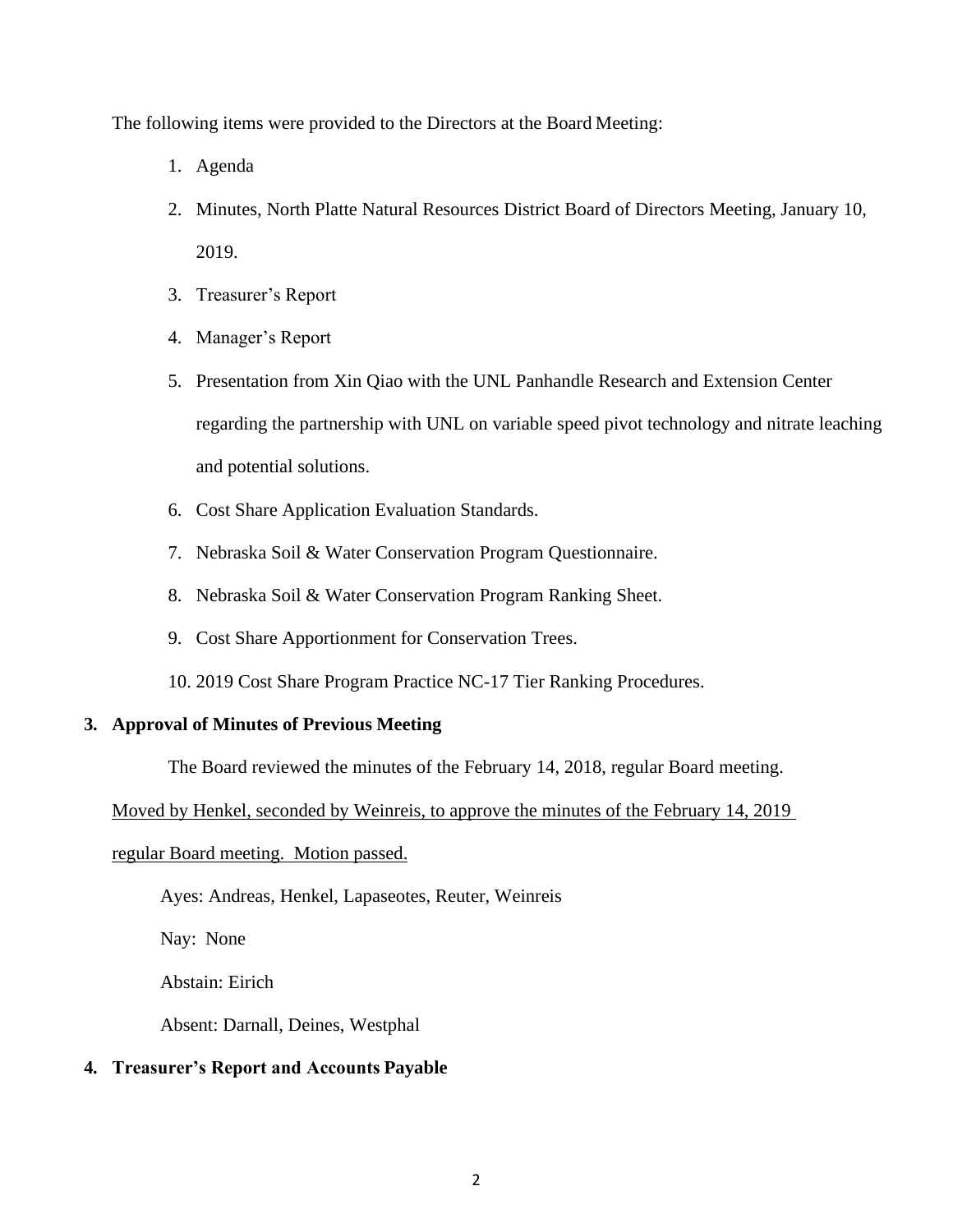The following items were provided to the Directors at the Board Meeting:

1. Agenda
2. Minutes, North Platte Natural Resources District Board of Directors Meeting, January 10, 2019.
3. Treasurer's Report
4. Manager's Report
5. Presentation from Xin Qiao with the UNL Panhandle Research and Extension Center regarding the partnership with UNL on variable speed pivot technology and nitrate leaching and potential solutions.
6. Cost Share Application Evaluation Standards.
7. Nebraska Soil & Water Conservation Program Questionnaire.
8. Nebraska Soil & Water Conservation Program Ranking Sheet.
9. Cost Share Apportionment for Conservation Trees.
10. 2019 Cost Share Program Practice NC-17 Tier Ranking Procedures.

**3. Approval of Minutes of Previous Meeting**

The Board reviewed the minutes of the February 14, 2018, regular Board meeting.

Moved by Henkel, seconded by Weinreis, to approve the minutes of the February 14, 2019 regular Board meeting. Motion passed.

Ayes: Andreas, Henkel, Lapaseotes, Reuter, Weinreis

Nay: None

Abstain: Eirich

Absent: Darnall, Deines, Westphal

**4. Treasurer's Report and Accounts Payable**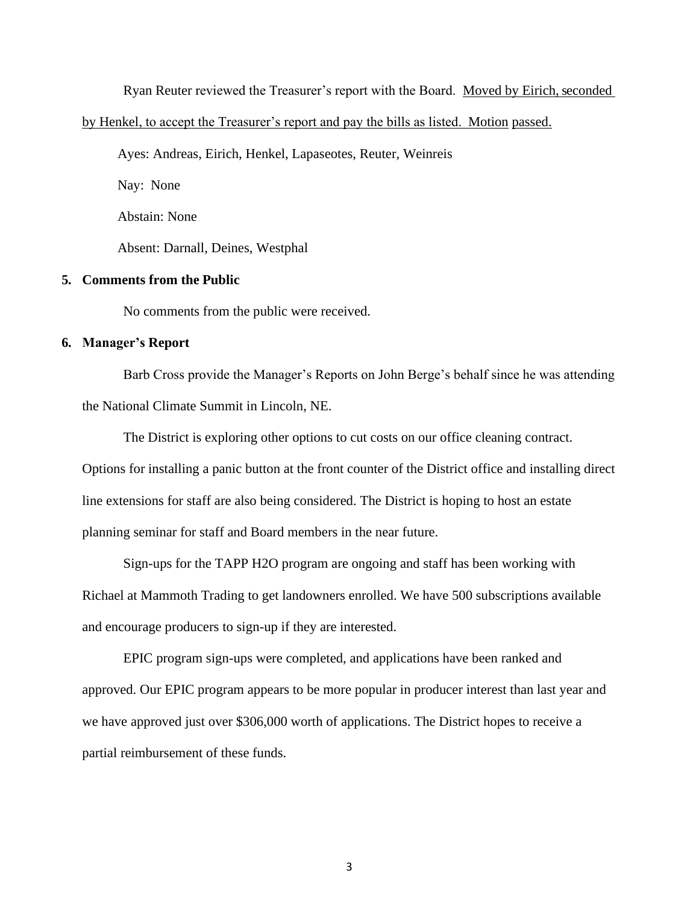Ryan Reuter reviewed the Treasurer's report with the Board. Moved by Eirich, seconded by Henkel, to accept the Treasurer's report and pay the bills as listed. Motion passed.

Ayes: Andreas, Eirich, Henkel, Lapaseotes, Reuter, Weinreis

Nay: None

Abstain: None

Absent: Darnall, Deines, Westphal

**5. Comments from the Public**

No comments from the public were received.

**6. Manager's Report**

Barb Cross provide the Manager's Reports on John Berge's behalf since he was attending the National Climate Summit in Lincoln, NE.

The District is exploring other options to cut costs on our office cleaning contract. Options for installing a panic button at the front counter of the District office and installing direct line extensions for staff are also being considered. The District is hoping to host an estate planning seminar for staff and Board members in the near future.

Sign-ups for the TAPP H2O program are ongoing and staff has been working with Richael at Mammoth Trading to get landowners enrolled. We have 500 subscriptions available and encourage producers to sign-up if they are interested.

EPIC program sign-ups were completed, and applications have been ranked and approved. Our EPIC program appears to be more popular in producer interest than last year and we have approved just over $306,000 worth of applications. The District hopes to receive a partial reimbursement of these funds.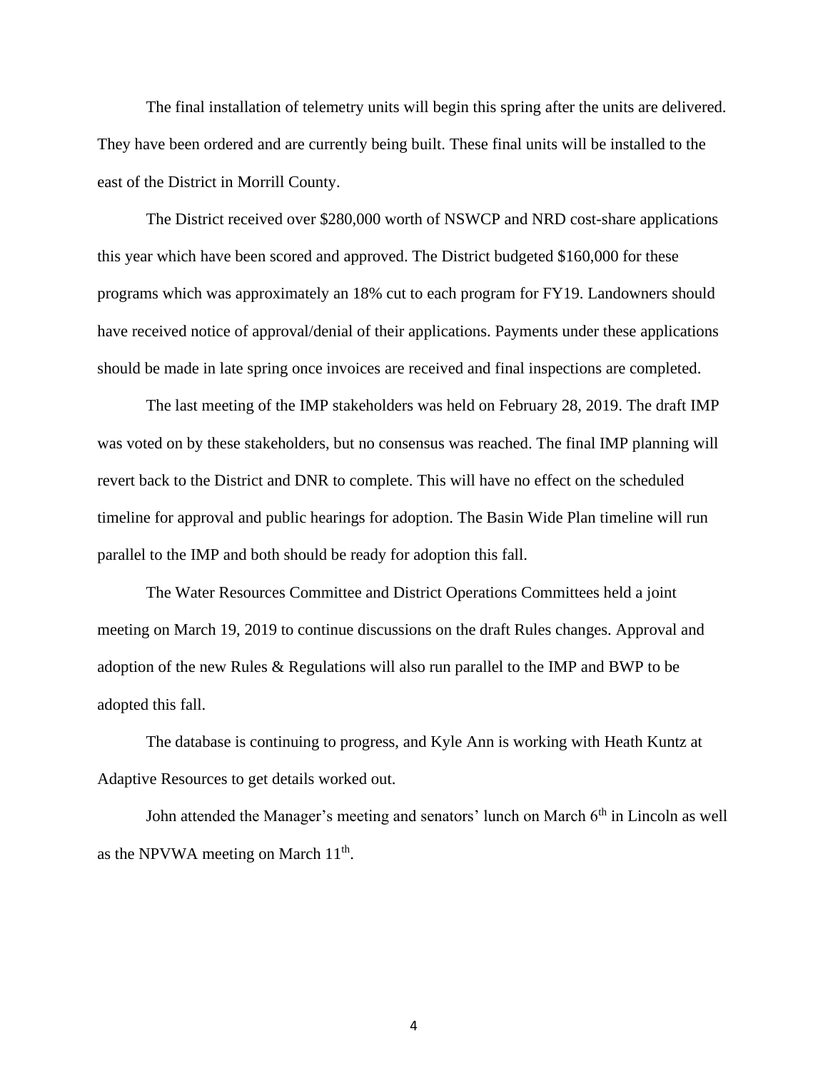The final installation of telemetry units will begin this spring after the units are delivered. They have been ordered and are currently being built. These final units will be installed to the east of the District in Morrill County.

The District received over $280,000 worth of NSWCP and NRD cost-share applications this year which have been scored and approved. The District budgeted $160,000 for these programs which was approximately an 18% cut to each program for FY19. Landowners should have received notice of approval/denial of their applications. Payments under these applications should be made in late spring once invoices are received and final inspections are completed.

The last meeting of the IMP stakeholders was held on February 28, 2019. The draft IMP was voted on by these stakeholders, but no consensus was reached. The final IMP planning will revert back to the District and DNR to complete. This will have no effect on the scheduled timeline for approval and public hearings for adoption. The Basin Wide Plan timeline will run parallel to the IMP and both should be ready for adoption this fall.

The Water Resources Committee and District Operations Committees held a joint meeting on March 19, 2019 to continue discussions on the draft Rules changes. Approval and adoption of the new Rules & Regulations will also run parallel to the IMP and BWP to be adopted this fall.

The database is continuing to progress, and Kyle Ann is working with Heath Kuntz at Adaptive Resources to get details worked out.

John attended the Manager's meeting and senators' lunch on March 6th in Lincoln as well as the NPVWA meeting on March 11th.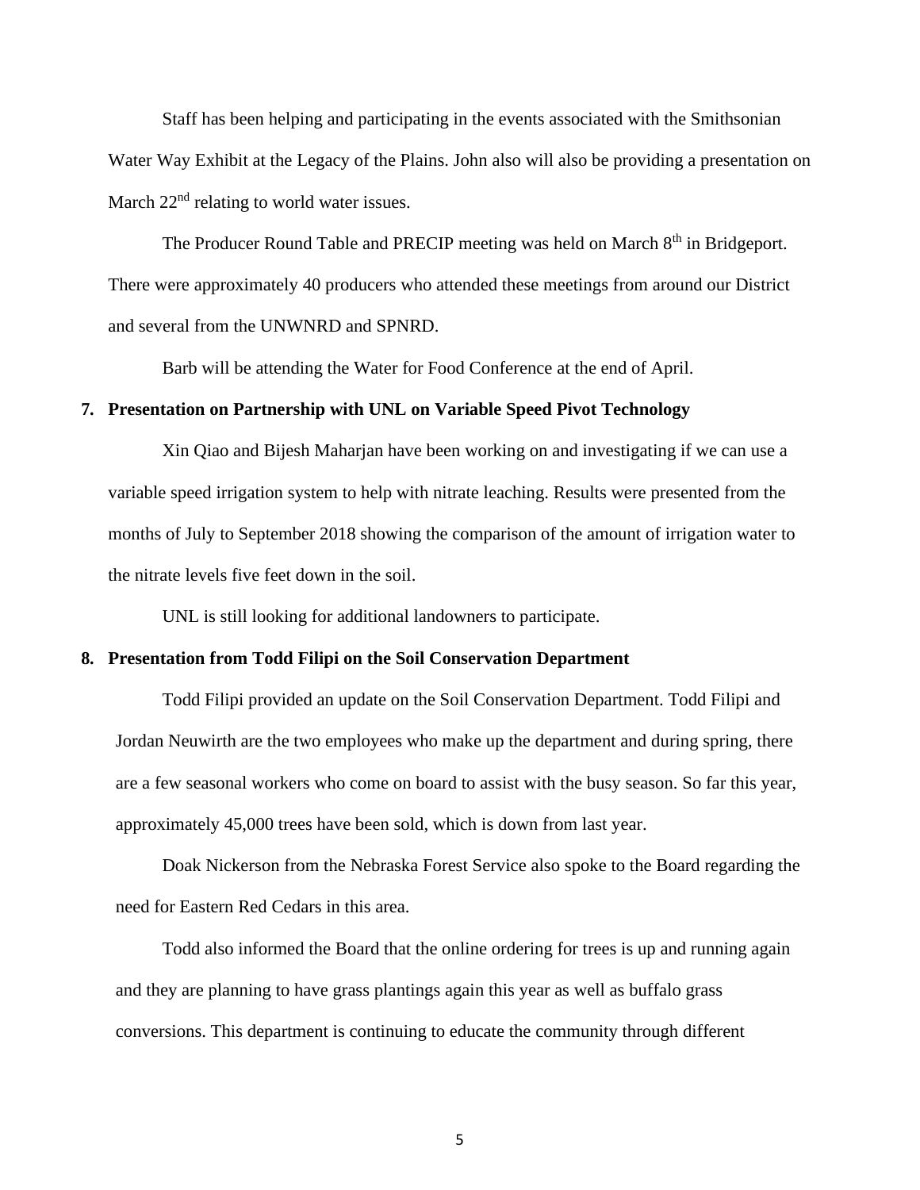Staff has been helping and participating in the events associated with the Smithsonian Water Way Exhibit at the Legacy of the Plains. John also will also be providing a presentation on March 22nd relating to world water issues.

The Producer Round Table and PRECIP meeting was held on March 8th in Bridgeport. There were approximately 40 producers who attended these meetings from around our District and several from the UNWNRD and SPNRD.

Barb will be attending the Water for Food Conference at the end of April.

**7. Presentation on Partnership with UNL on Variable Speed Pivot Technology**

Xin Qiao and Bijesh Maharjan have been working on and investigating if we can use a variable speed irrigation system to help with nitrate leaching. Results were presented from the months of July to September 2018 showing the comparison of the amount of irrigation water to the nitrate levels five feet down in the soil.

UNL is still looking for additional landowners to participate.

**8. Presentation from Todd Filipi on the Soil Conservation Department**

Todd Filipi provided an update on the Soil Conservation Department. Todd Filipi and Jordan Neuwirth are the two employees who make up the department and during spring, there are a few seasonal workers who come on board to assist with the busy season. So far this year, approximately 45,000 trees have been sold, which is down from last year.

Doak Nickerson from the Nebraska Forest Service also spoke to the Board regarding the need for Eastern Red Cedars in this area.

Todd also informed the Board that the online ordering for trees is up and running again and they are planning to have grass plantings again this year as well as buffalo grass conversions. This department is continuing to educate the community through different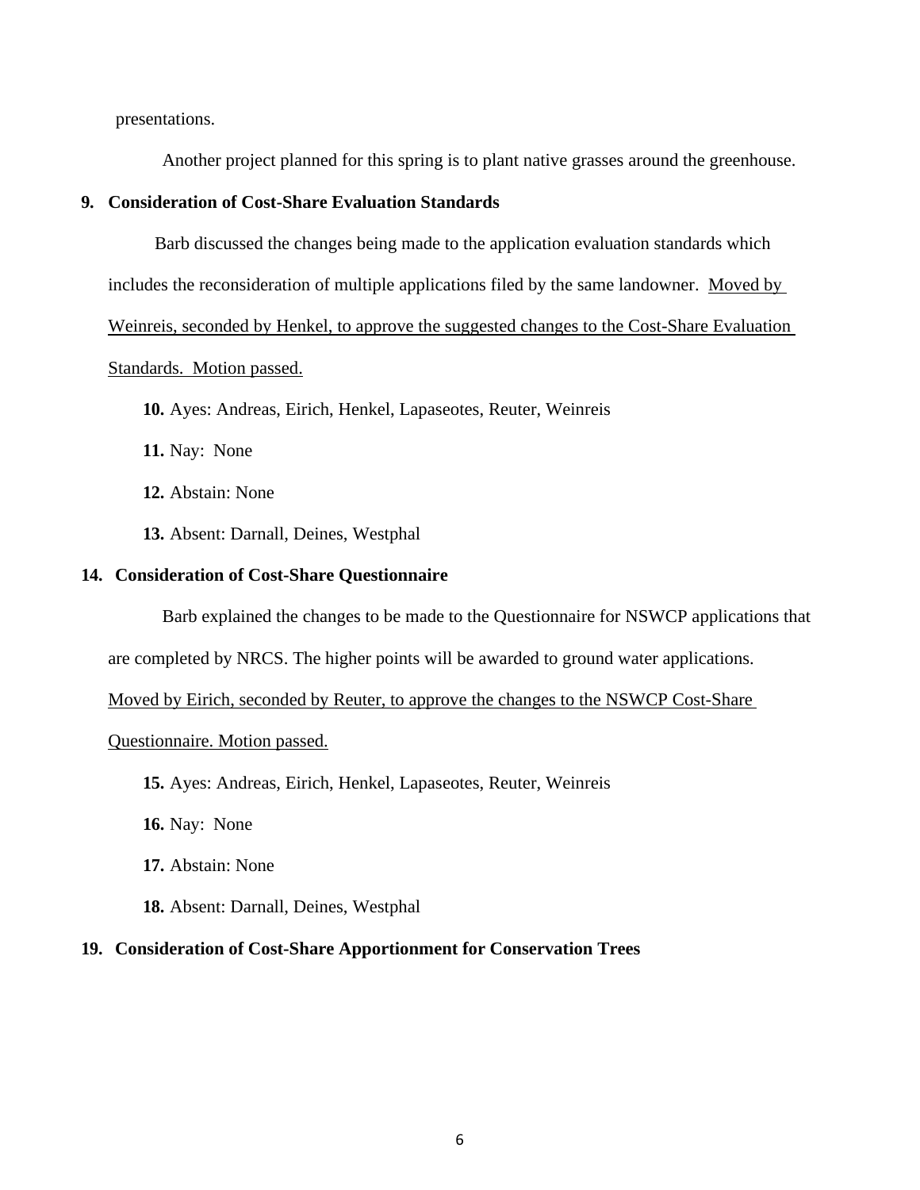presentations.

Another project planned for this spring is to plant native grasses around the greenhouse.

**9. Consideration of Cost-Share Evaluation Standards**

Barb discussed the changes being made to the application evaluation standards which includes the reconsideration of multiple applications filed by the same landowner. <u>Moved by Weinreis, seconded by Henkel, to approve the suggested changes to the Cost-Share Evaluation Standards. Motion passed.</u>

**10.** Ayes: Andreas, Eirich, Henkel, Lapaseotes, Reuter, Weinreis

**11.** Nay: None

**12.** Abstain: None

**13.** Absent: Darnall, Deines, Westphal

**14. Consideration of Cost-Share Questionnaire**

Barb explained the changes to be made to the Questionnaire for NSWCP applications that are completed by NRCS. The higher points will be awarded to ground water applications. <u>Moved by Eirich, seconded by Reuter, to approve the changes to the NSWCP Cost-Share Questionnaire. Motion passed.</u>

**15.** Ayes: Andreas, Eirich, Henkel, Lapaseotes, Reuter, Weinreis

**16.** Nay: None

**17.** Abstain: None

**18.** Absent: Darnall, Deines, Westphal

**19. Consideration of Cost-Share Apportionment for Conservation Trees**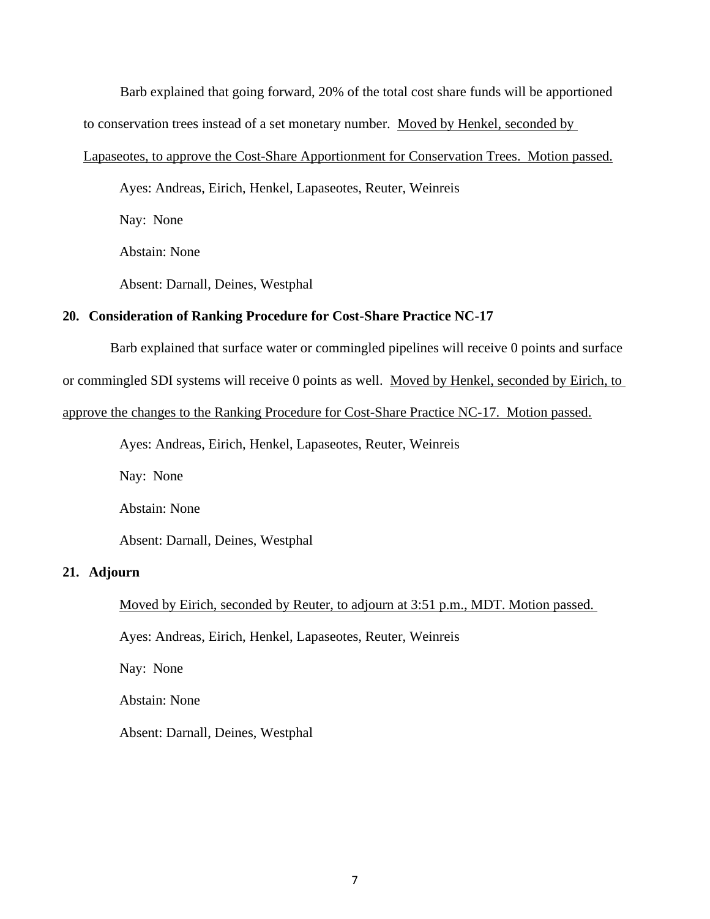Barb explained that going forward, 20% of the total cost share funds will be apportioned to conservation trees instead of a set monetary number. Moved by Henkel, seconded by Lapaseotes, to approve the Cost-Share Apportionment for Conservation Trees. Motion passed.

Ayes: Andreas, Eirich, Henkel, Lapaseotes, Reuter, Weinreis

Nay: None

Abstain: None

Absent: Darnall, Deines, Westphal

**20. Consideration of Ranking Procedure for Cost-Share Practice NC-17**

Barb explained that surface water or commingled pipelines will receive 0 points and surface or commingled SDI systems will receive 0 points as well. Moved by Henkel, seconded by Eirich, to approve the changes to the Ranking Procedure for Cost-Share Practice NC-17. Motion passed.

Ayes: Andreas, Eirich, Henkel, Lapaseotes, Reuter, Weinreis

Nay: None

Abstain: None

Absent: Darnall, Deines, Westphal

**21. Adjourn**

Moved by Eirich, seconded by Reuter, to adjourn at 3:51 p.m., MDT. Motion passed.

Ayes: Andreas, Eirich, Henkel, Lapaseotes, Reuter, Weinreis

Nay: None

Abstain: None

Absent: Darnall, Deines, Westphal